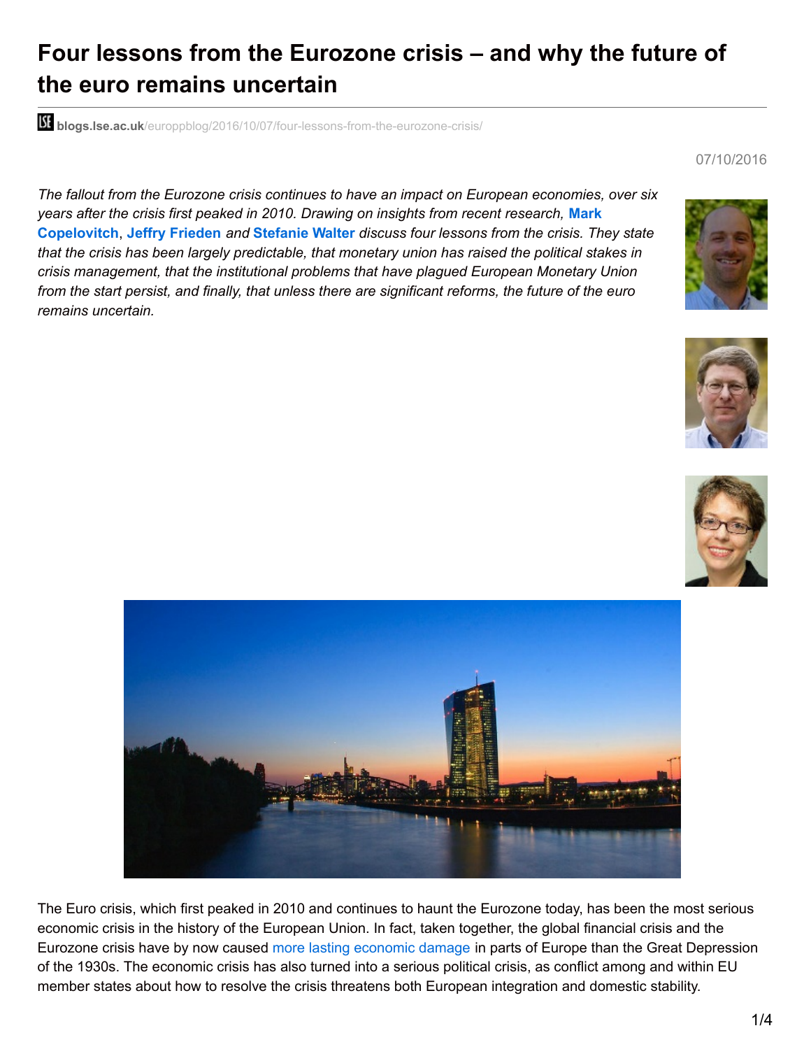# Four lessons from the Eurozone crisis – and why the future of the euro remains uncertain

blogs.lse.ac.uk/europpblog/2016/10/07/four-lessons-from-the-eurozone-crisis/

07/10/2016

*The fallout from the Eurozone crisis continues to have an impact on European economies, over six years after the crisis first peaked in 2010. Drawing on insights from recent research,* **Mark Copelovitch**, **Jeffry Frieden** *and* **Stefanie Walter** *discuss four lessons from the crisis. They state that the crisis has been largely predictable, that monetary union has raised the political stakes in crisis management, that the institutional problems that have plagued European Monetary Union from the start persist, and finally, that unless there are significant reforms, the future of the euro remains uncertain.*

The Euro crisis, which first peaked in 2010 and continues to haunt the Eurozone today, has been the most serious economic crisis in the history of the European Union. In fact, taken together, the global financial crisis and the Eurozone crisis have by now caused more lasting economic damage in parts of Europe than the Great Depression of the 1930s. The economic crisis has also turned into a serious political crisis, as conflict among and within EU member states about how to resolve the crisis threatens both European integration and domestic stability.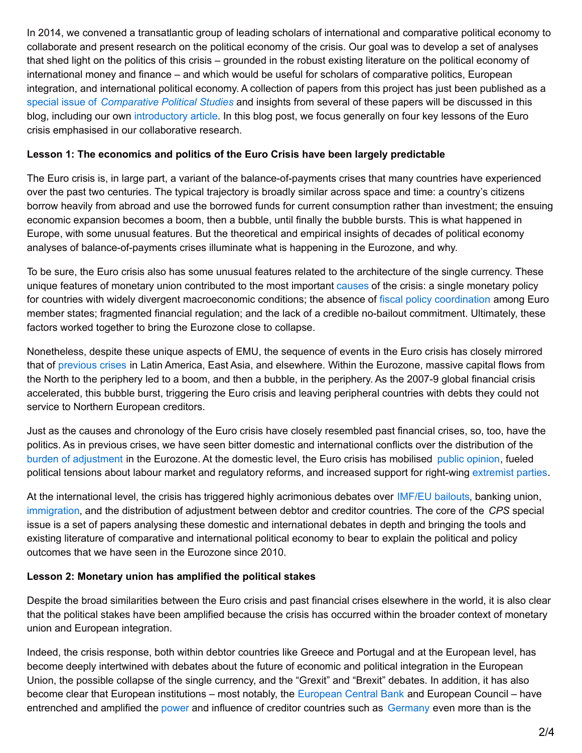In 2014, we convened a transatlantic group of leading scholars of international and comparative political economy to collaborate and present research on the political economy of the crisis. Our goal was to develop a set of analyses that shed light on the politics of this crisis – grounded in the robust existing literature on the political economy of international money and finance – and which would be useful for scholars of comparative politics, European integration, and international political economy. A collection of papers from this project has just been published as a special issue of *Comparative Political Studies* and insights from several of these papers will be discussed in this blog, including our own introductory article. In this blog post, we focus generally on four key lessons of the Euro crisis emphasised in our collaborative research.

**Lesson 1: The economics and politics of the Euro Crisis have been largely predictable**

The Euro crisis is, in large part, a variant of the balance-of-payments crises that many countries have experienced over the past two centuries. The typical trajectory is broadly similar across space and time: a country's citizens borrow heavily from abroad and use the borrowed funds for current consumption rather than investment; the ensuing economic expansion becomes a boom, then a bubble, until finally the bubble bursts. This is what happened in Europe, with some unusual features. But the theoretical and empirical insights of decades of political economy analyses of balance-of-payments crises illuminate what is happening in the Eurozone, and why.

To be sure, the Euro crisis also has some unusual features related to the architecture of the single currency. These unique features of monetary union contributed to the most important causes of the crisis: a single monetary policy for countries with widely divergent macroeconomic conditions; the absence of fiscal policy coordination among Euro member states; fragmented financial regulation; and the lack of a credible no-bailout commitment. Ultimately, these factors worked together to bring the Eurozone close to collapse.

Nonetheless, despite these unique aspects of EMU, the sequence of events in the Euro crisis has closely mirrored that of previous crises in Latin America, East Asia, and elsewhere. Within the Eurozone, massive capital flows from the North to the periphery led to a boom, and then a bubble, in the periphery. As the 2007-9 global financial crisis accelerated, this bubble burst, triggering the Euro crisis and leaving peripheral countries with debts they could not service to Northern European creditors.

Just as the causes and chronology of the Euro crisis have closely resembled past financial crises, so, too, have the politics. As in previous crises, we have seen bitter domestic and international conflicts over the distribution of the burden of adjustment in the Eurozone. At the domestic level, the Euro crisis has mobilised public opinion, fueled political tensions about labour market and regulatory reforms, and increased support for right-wing extremist parties.

At the international level, the crisis has triggered highly acrimonious debates over IMF/EU bailouts, banking union, immigration, and the distribution of adjustment between debtor and creditor countries. The core of the *CPS* special issue is a set of papers analysing these domestic and international debates in depth and bringing the tools and existing literature of comparative and international political economy to bear to explain the political and policy outcomes that we have seen in the Eurozone since 2010.

**Lesson 2: Monetary union has amplified the political stakes**

Despite the broad similarities between the Euro crisis and past financial crises elsewhere in the world, it is also clear that the political stakes have been amplified because the crisis has occurred within the broader context of monetary union and European integration.

Indeed, the crisis response, both within debtor countries like Greece and Portugal and at the European level, has become deeply intertwined with debates about the future of economic and political integration in the European Union, the possible collapse of the single currency, and the "Grexit" and "Brexit" debates. In addition, it has also become clear that European institutions – most notably, the European Central Bank and European Council – have entrenched and amplified the power and influence of creditor countries such as Germany even more than is the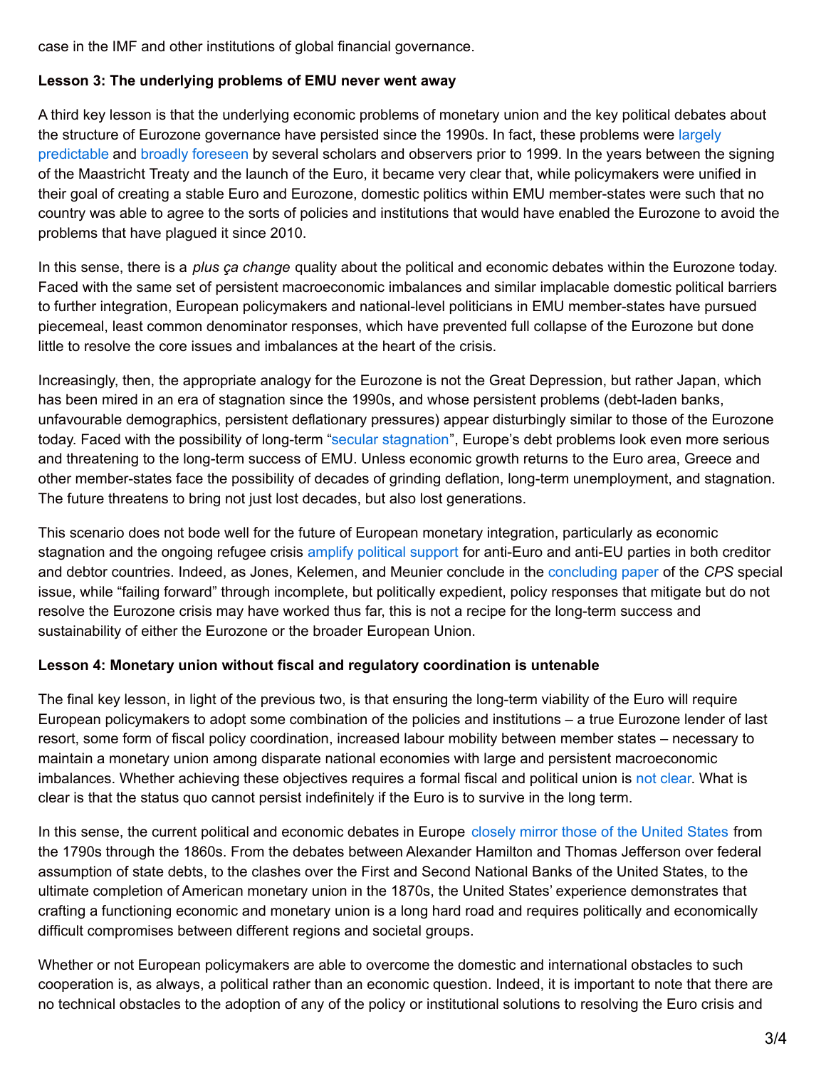case in the IMF and other institutions of global financial governance.

**Lesson 3: The underlying problems of EMU never went away**

A third key lesson is that the underlying economic problems of monetary union and the key political debates about the structure of Eurozone governance have persisted since the 1990s. In fact, these problems were largely predictable and broadly foreseen by several scholars and observers prior to 1999. In the years between the signing of the Maastricht Treaty and the launch of the Euro, it became very clear that, while policymakers were unified in their goal of creating a stable Euro and Eurozone, domestic politics within EMU member-states were such that no country was able to agree to the sorts of policies and institutions that would have enabled the Eurozone to avoid the problems that have plagued it since 2010.

In this sense, there is a *plus ça change* quality about the political and economic debates within the Eurozone today. Faced with the same set of persistent macroeconomic imbalances and similar implacable domestic political barriers to further integration, European policymakers and national-level politicians in EMU member-states have pursued piecemeal, least common denominator responses, which have prevented full collapse of the Eurozone but done little to resolve the core issues and imbalances at the heart of the crisis.

Increasingly, then, the appropriate analogy for the Eurozone is not the Great Depression, but rather Japan, which has been mired in an era of stagnation since the 1990s, and whose persistent problems (debt-laden banks, unfavourable demographics, persistent deflationary pressures) appear disturbingly similar to those of the Eurozone today. Faced with the possibility of long-term "secular stagnation", Europe's debt problems look even more serious and threatening to the long-term success of EMU. Unless economic growth returns to the Euro area, Greece and other member-states face the possibility of decades of grinding deflation, long-term unemployment, and stagnation. The future threatens to bring not just lost decades, but also lost generations.

This scenario does not bode well for the future of European monetary integration, particularly as economic stagnation and the ongoing refugee crisis amplify political support for anti-Euro and anti-EU parties in both creditor and debtor countries. Indeed, as Jones, Kelemen, and Meunier conclude in the concluding paper of the *CPS* special issue, while "failing forward" through incomplete, but politically expedient, policy responses that mitigate but do not resolve the Eurozone crisis may have worked thus far, this is not a recipe for the long-term success and sustainability of either the Eurozone or the broader European Union.

**Lesson 4: Monetary union without fiscal and regulatory coordination is untenable**

The final key lesson, in light of the previous two, is that ensuring the long-term viability of the Euro will require European policymakers to adopt some combination of the policies and institutions – a true Eurozone lender of last resort, some form of fiscal policy coordination, increased labour mobility between member states – necessary to maintain a monetary union among disparate national economies with large and persistent macroeconomic imbalances. Whether achieving these objectives requires a formal fiscal and political union is not clear. What is clear is that the status quo cannot persist indefinitely if the Euro is to survive in the long term.

In this sense, the current political and economic debates in Europe closely mirror those of the United States from the 1790s through the 1860s. From the debates between Alexander Hamilton and Thomas Jefferson over federal assumption of state debts, to the clashes over the First and Second National Banks of the United States, to the ultimate completion of American monetary union in the 1870s, the United States' experience demonstrates that crafting a functioning economic and monetary union is a long hard road and requires politically and economically difficult compromises between different regions and societal groups.

Whether or not European policymakers are able to overcome the domestic and international obstacles to such cooperation is, as always, a political rather than an economic question. Indeed, it is important to note that there are no technical obstacles to the adoption of any of the policy or institutional solutions to resolving the Euro crisis and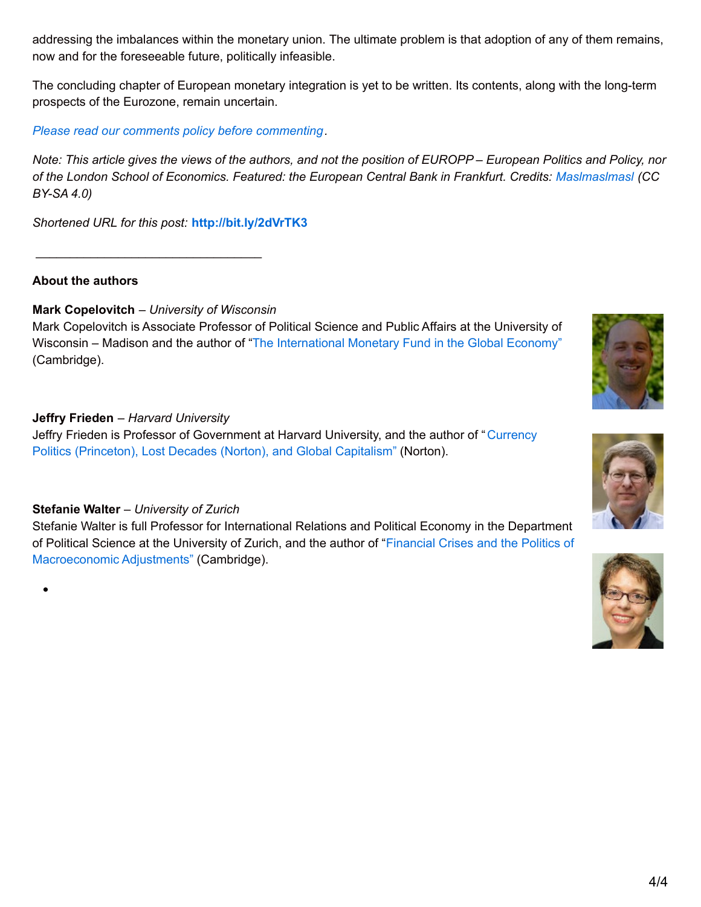addressing the imbalances within the monetary union. The ultimate problem is that adoption of any of them remains, now and for the foreseeable future, politically infeasible.

The concluding chapter of European monetary integration is yet to be written. Its contents, along with the long-term prospects of the Eurozone, remain uncertain.

*Please read our comments policy before commenting*.

*Note: This article gives the views of the authors, and not the position of EUROPP – European Politics and Policy, nor of the London School of Economics. Featured: the European Central Bank in Frankfurt. Credits: Maslmaslmasl (CC BY-SA 4.0)*

*Shortened URL for this post:* **http://bit.ly/2dVrTK3**

---

**About the authors**

**Mark Copelovitch** – *University of Wisconsin*
Mark Copelovitch is Associate Professor of Political Science and Public Affairs at the University of Wisconsin – Madison and the author of "The International Monetary Fund in the Global Economy" (Cambridge).

**Jeffry Frieden** – *Harvard University*
Jeffry Frieden is Professor of Government at Harvard University, and the author of "Currency Politics (Princeton), Lost Decades (Norton), and Global Capitalism" (Norton).

**Stefanie Walter** – *University of Zurich*
Stefanie Walter is full Professor for International Relations and Political Economy in the Department of Political Science at the University of Zurich, and the author of "Financial Crises and the Politics of Macroeconomic Adjustments" (Cambridge).